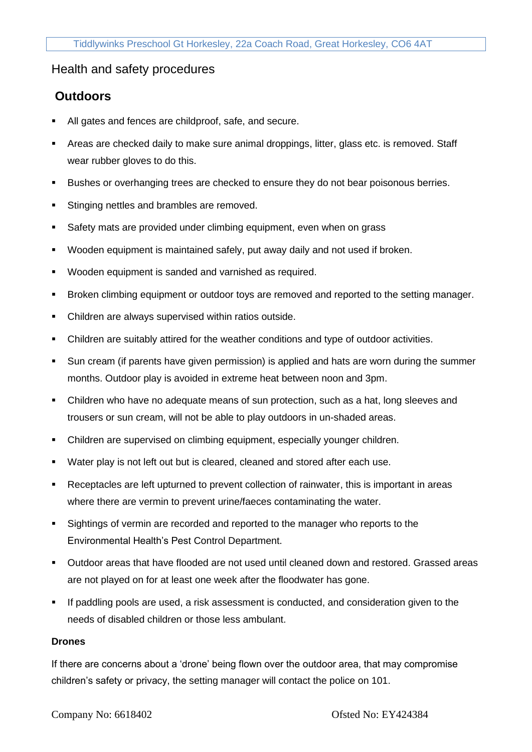# Health and safety procedures

## Outdoors

- All gates and fences are childproof, safe, and secure.
- Areas are checked daily to make sure animal droppings, litter, glass etc. is removed. Staff wear rubber gloves to do this.
- Bushes or overhanging trees are checked to ensure they do not bear poisonous berries.
- Stinging nettles and brambles are removed.
- Safety mats are provided under climbing equipment, even when on grass
- Wooden equipment is maintained safely, put away daily and not used if broken.
- Wooden equipment is sanded and varnished as required.
- Broken climbing equipment or outdoor toys are removed and reported to the setting manager.
- Children are always supervised within ratios outside.
- Children are suitably attired for the weather conditions and type of outdoor activities.
- Sun cream (if parents have given permission) is applied and hats are worn during the summer months. Outdoor play is avoided in extreme heat between noon and 3pm.
- Children who have no adequate means of sun protection, such as a hat, long sleeves and trousers or sun cream, will not be able to play outdoors in un-shaded areas.
- Children are supervised on climbing equipment, especially younger children.
- Water play is not left out but is cleared, cleaned and stored after each use.
- Receptacles are left upturned to prevent collection of rainwater, this is important in areas where there are vermin to prevent urine/faeces contaminating the water.
- Sightings of vermin are recorded and reported to the manager who reports to the Environmental Health's Pest Control Department.
- Outdoor areas that have flooded are not used until cleaned down and restored. Grassed areas are not played on for at least one week after the floodwater has gone.
- If paddling pools are used, a risk assessment is conducted, and consideration given to the needs of disabled children or those less ambulant.

**Drones**

If there are concerns about a 'drone' being flown over the outdoor area, that may compromise children's safety or privacy, the setting manager will contact the police on 101.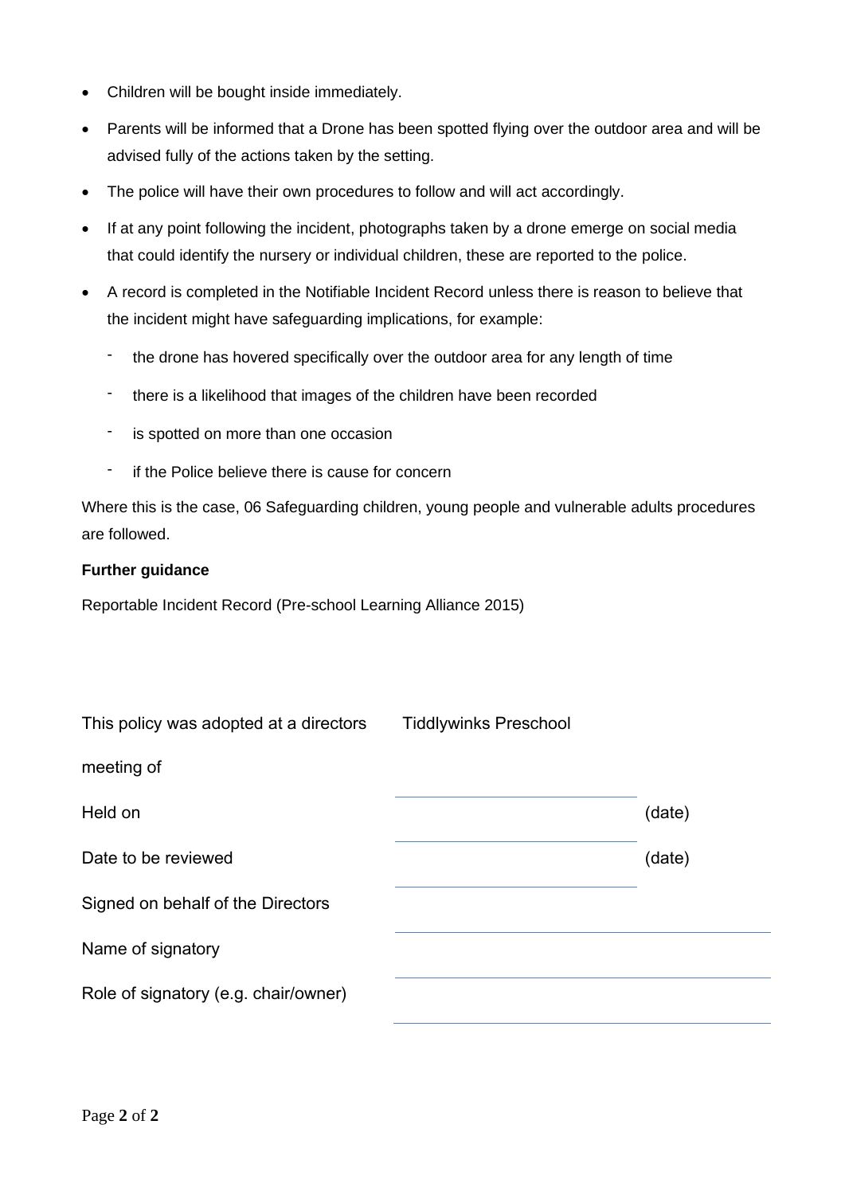- Children will be bought inside immediately.
- Parents will be informed that a Drone has been spotted flying over the outdoor area and will be advised fully of the actions taken by the setting.
- The police will have their own procedures to follow and will act accordingly.
- If at any point following the incident, photographs taken by a drone emerge on social media that could identify the nursery or individual children, these are reported to the police.
- A record is completed in the Notifiable Incident Record unless there is reason to believe that the incident might have safeguarding implications, for example:
  - the drone has hovered specifically over the outdoor area for any length of time
  - there is a likelihood that images of the children have been recorded
  - is spotted on more than one occasion
  - if the Police believe there is cause for concern

Where this is the case, 06 Safeguarding children, young people and vulnerable adults procedures are followed.

**Further guidance**

Reportable Incident Record (Pre-school Learning Alliance 2015)

| | | |
|---|---|---|
| This policy was adopted at a directors meeting of | Tiddlywinks Preschool | |
| Held on | | (date) |
| Date to be reviewed | | (date) |
| Signed on behalf of the Directors | | |
| Name of signatory | | |
| Role of signatory (e.g. chair/owner) | | |